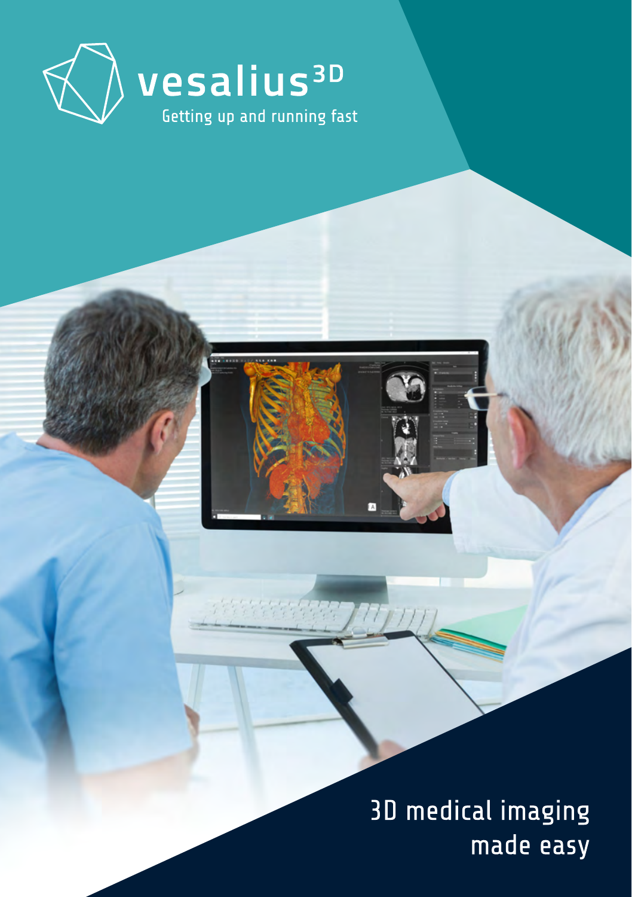# vesalius3D

Getting up and running fast

3D medical imaging made easy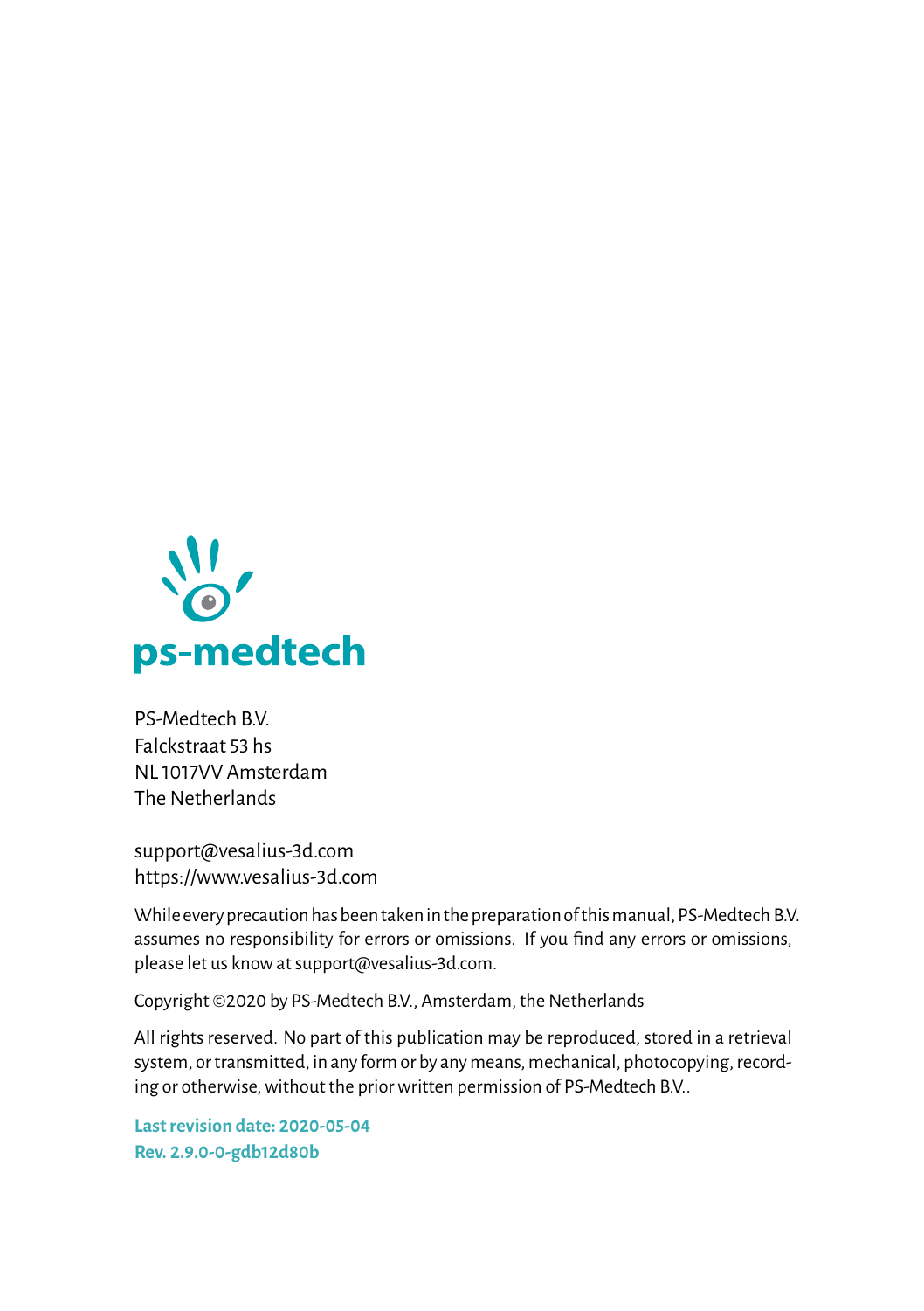ps-medtech

PS-Medtech B.V.
Falckstraat 53 hs
NL 1017VV Amsterdam
The Netherlands

support@vesalius-3d.com
https://www.vesalius-3d.com

While every precaution has been taken in the preparation of this manual, PS-Medtech B.V. assumes no responsibility for errors or omissions. If you find any errors or omissions, please let us know at support@vesalius-3d.com.

Copyright ©2020 by PS-Medtech B.V., Amsterdam, the Netherlands

All rights reserved. No part of this publication may be reproduced, stored in a retrieval system, or transmitted, in any form or by any means, mechanical, photocopying, recording or otherwise, without the prior written permission of PS-Medtech B.V..

**Last revision date: 2020-05-04**
**Rev. 2.9.0-0-gdb12d80b**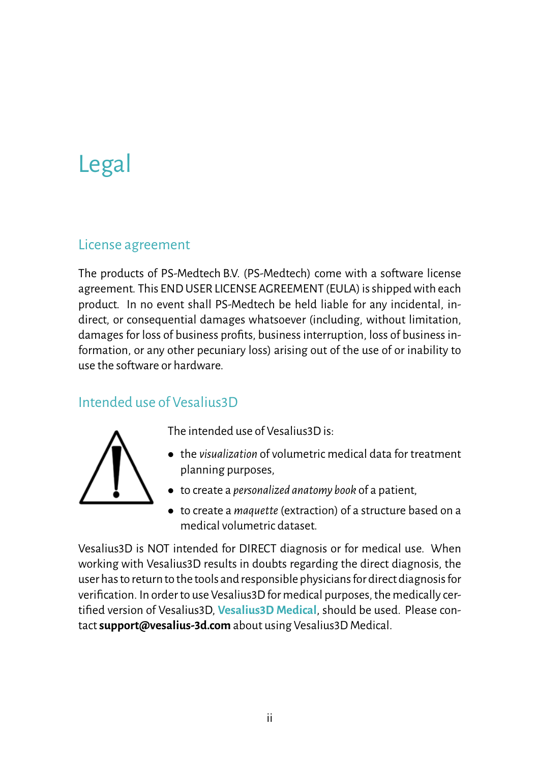# Legal

## License agreement

The products of PS-Medtech B.V. (PS-Medtech) come with a software license agreement. This END USER LICENSE AGREEMENT (EULA) is shipped with each product. In no event shall PS-Medtech be held liable for any incidental, indirect, or consequential damages whatsoever (including, without limitation, damages for loss of business profits, business interruption, loss of business information, or any other pecuniary loss) arising out of the use of or inability to use the software or hardware.

## Intended use of Vesalius3D

The intended use of Vesalius3D is:

- the *visualization* of volumetric medical data for treatment planning purposes,
- to create a *personalized anatomy book* of a patient,
- to create a *maquette* (extraction) of a structure based on a medical volumetric dataset.

Vesalius3D is NOT intended for DIRECT diagnosis or for medical use. When working with Vesalius3D results in doubts regarding the direct diagnosis, the user has to return to the tools and responsible physicians for direct diagnosis for verification. In order to use Vesalius3D for medical purposes, the medically certified version of Vesalius3D, **Vesalius3D Medical**, should be used. Please contact **support@vesalius-3d.com** about using Vesalius3D Medical.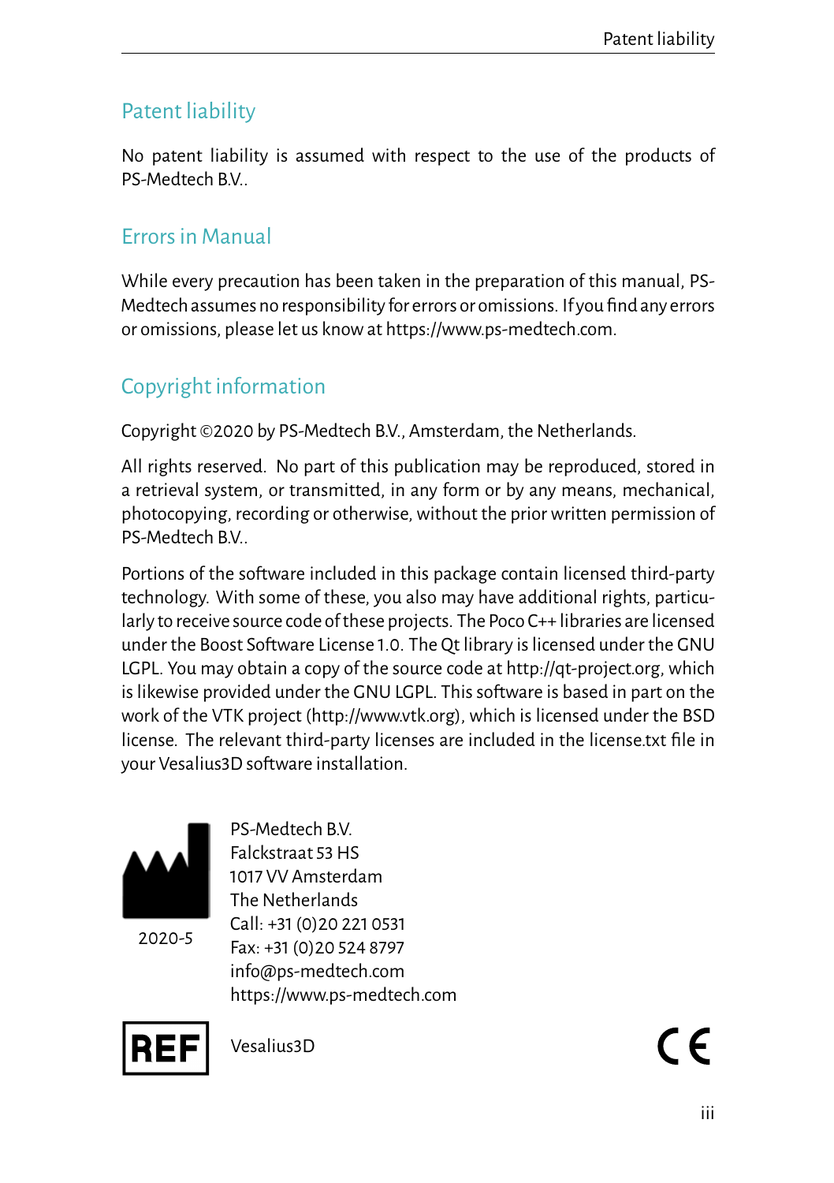## Patent liability

No patent liability is assumed with respect to the use of the products of PS-Medtech B.V..

## Errors in Manual

While every precaution has been taken in the preparation of this manual, PS-Medtech assumes no responsibility for errors or omissions. If you find any errors or omissions, please let us know at https://www.ps-medtech.com.

## Copyright information

Copyright ©2020 by PS-Medtech B.V., Amsterdam, the Netherlands.

All rights reserved. No part of this publication may be reproduced, stored in a retrieval system, or transmitted, in any form or by any means, mechanical, photocopying, recording or otherwise, without the prior written permission of PS-Medtech B.V..

Portions of the software included in this package contain licensed third-party technology. With some of these, you also may have additional rights, particularly to receive source code of these projects. The Poco C++ libraries are licensed under the Boost Software License 1.0. The Qt library is licensed under the GNU LGPL. You may obtain a copy of the source code at http://qt-project.org, which is likewise provided under the GNU LGPL. This software is based in part on the work of the VTK project (http://www.vtk.org), which is licensed under the BSD license. The relevant third-party licenses are included in the license.txt file in your Vesalius3D software installation.

2020-5

PS-Medtech B.V.
Falckstraat 53 HS
1017 VV Amsterdam
The Netherlands
Call: +31 (0)20 221 0531
Fax: +31 (0)20 524 8797
info@ps-medtech.com
https://www.ps-medtech.com

REF Vesalius3D

CE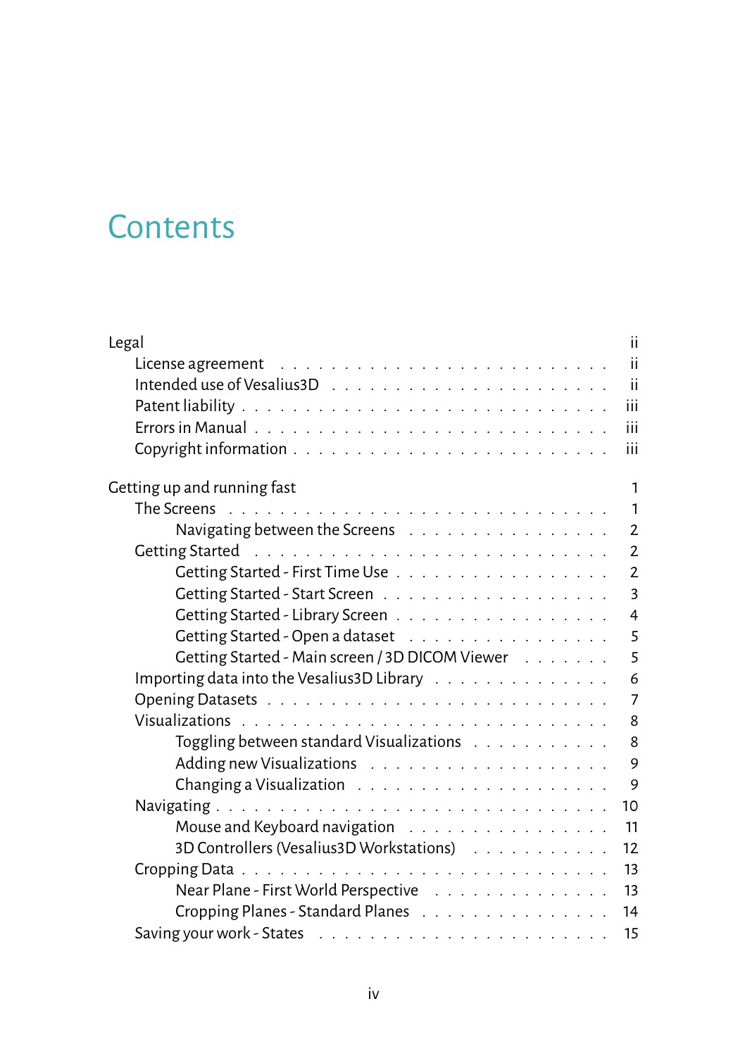# Contents

Legal ii
- License agreement ii
- Intended use of Vesalius3D ii
- Patent liability iii
- Errors in Manual iii
- Copyright information iii

Getting up and running fast 1
- The Screens 1
  - Navigating between the Screens 2
- Getting Started 2
  - Getting Started - First Time Use 2
  - Getting Started - Start Screen 3
  - Getting Started - Library Screen 4
  - Getting Started - Open a dataset 5
  - Getting Started - Main screen / 3D DICOM Viewer 5
- Importing data into the Vesalius3D Library 6
- Opening Datasets 7
- Visualizations 8
  - Toggling between standard Visualizations 8
  - Adding new Visualizations 9
  - Changing a Visualization 9
- Navigating 10
  - Mouse and Keyboard navigation 11
  - 3D Controllers (Vesalius3D Workstations) 12
- Cropping Data 13
  - Near Plane - First World Perspective 13
  - Cropping Planes - Standard Planes 14
- Saving your work - States 15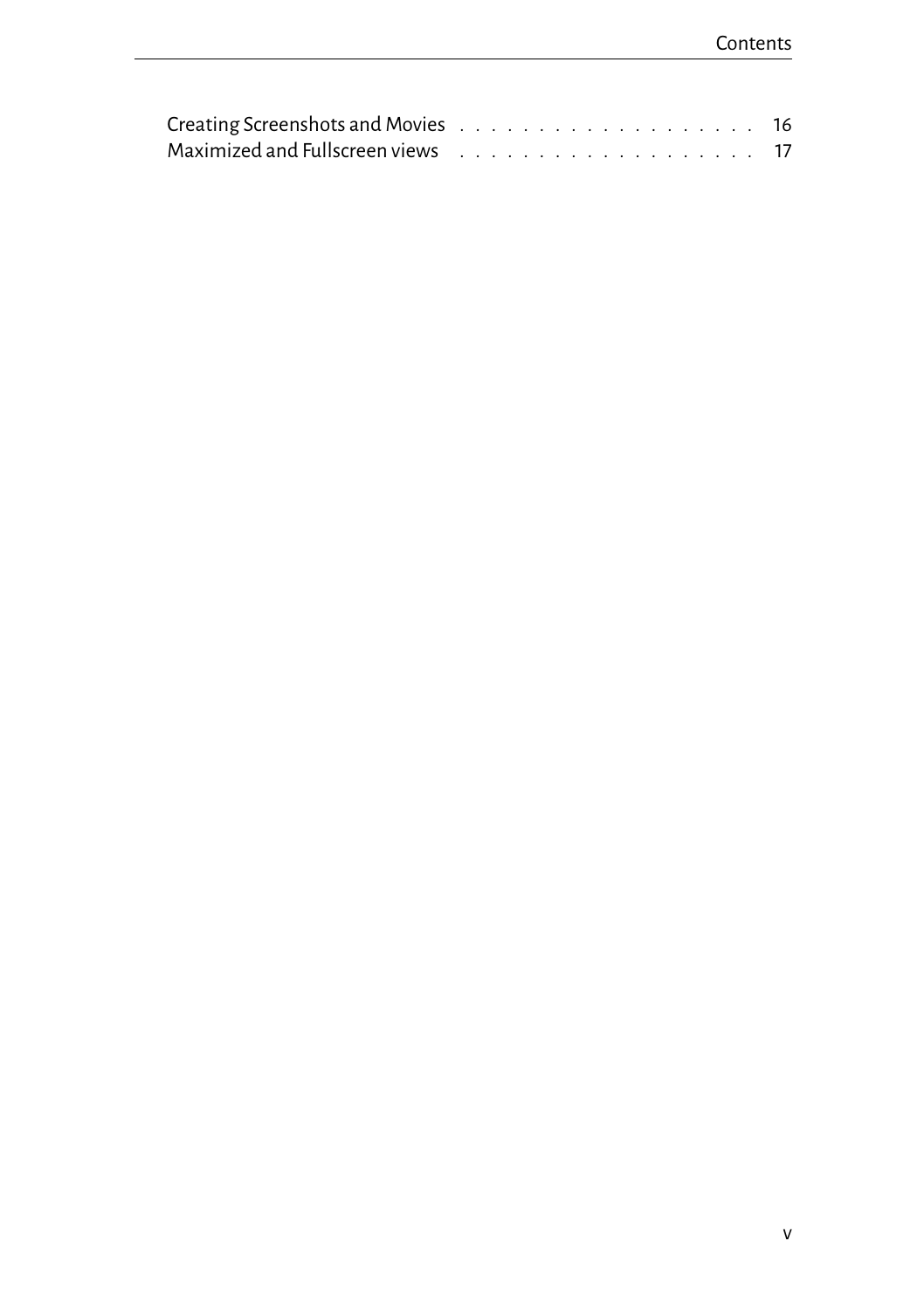Creating Screenshots and Movies . . . . . . . . . . . . . . . . . . . 16
Maximized and Fullscreen views . . . . . . . . . . . . . . . . . . . 17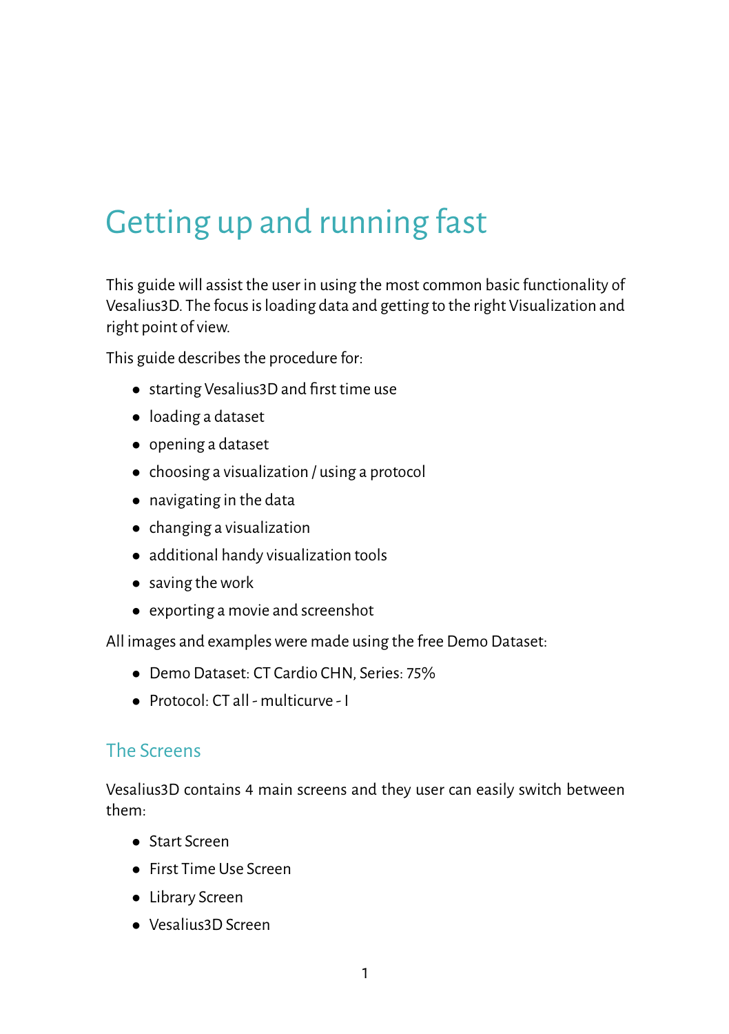# Getting up and running fast

This guide will assist the user in using the most common basic functionality of Vesalius3D. The focus is loading data and getting to the right Visualization and right point of view.

This guide describes the procedure for:

- starting Vesalius3D and first time use
- loading a dataset
- opening a dataset
- choosing a visualization / using a protocol
- navigating in the data
- changing a visualization
- additional handy visualization tools
- saving the work
- exporting a movie and screenshot

All images and examples were made using the free Demo Dataset:

- Demo Dataset: CT Cardio CHN, Series: 75%
- Protocol: CT all - multicurve - I

## The Screens

Vesalius3D contains 4 main screens and they user can easily switch between them:

- Start Screen
- First Time Use Screen
- Library Screen
- Vesalius3D Screen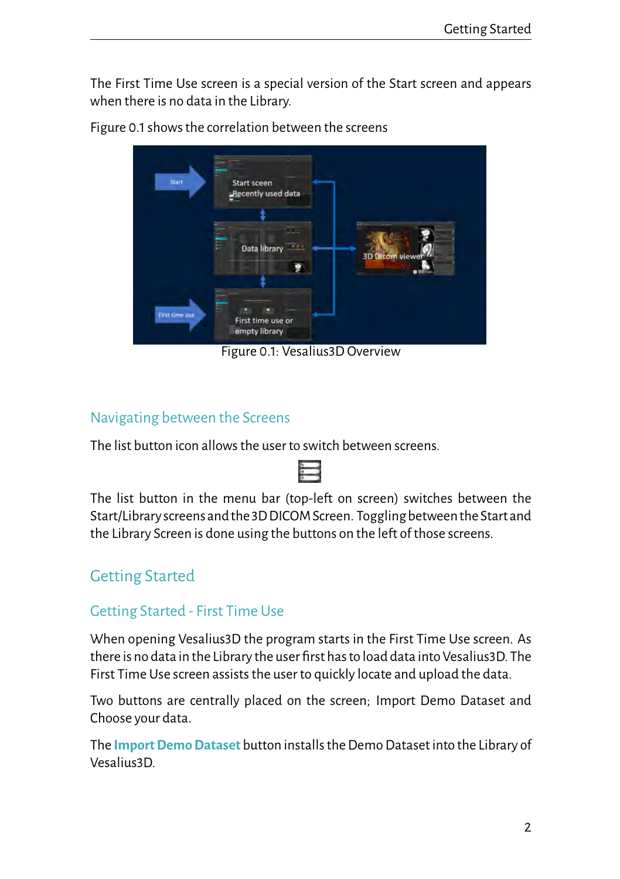The First Time Use screen is a special version of the Start screen and appears when there is no data in the Library.

Figure 0.1 shows the correlation between the screens

Figure 0.1: Vesalius3D Overview

## Navigating between the Screens

The list button icon allows the user to switch between screens.

The list button in the menu bar (top-left on screen) switches between the Start/Library screens and the 3D DICOM Screen. Toggling between the Start and the Library Screen is done using the buttons on the left of those screens.

# Getting Started

## Getting Started - First Time Use

When opening Vesalius3D the program starts in the First Time Use screen. As there is no data in the Library the user first has to load data into Vesalius3D. The First Time Use screen assists the user to quickly locate and upload the data.

Two buttons are centrally placed on the screen; Import Demo Dataset and Choose your data.

The **Import Demo Dataset** button installs the Demo Dataset into the Library of Vesalius3D.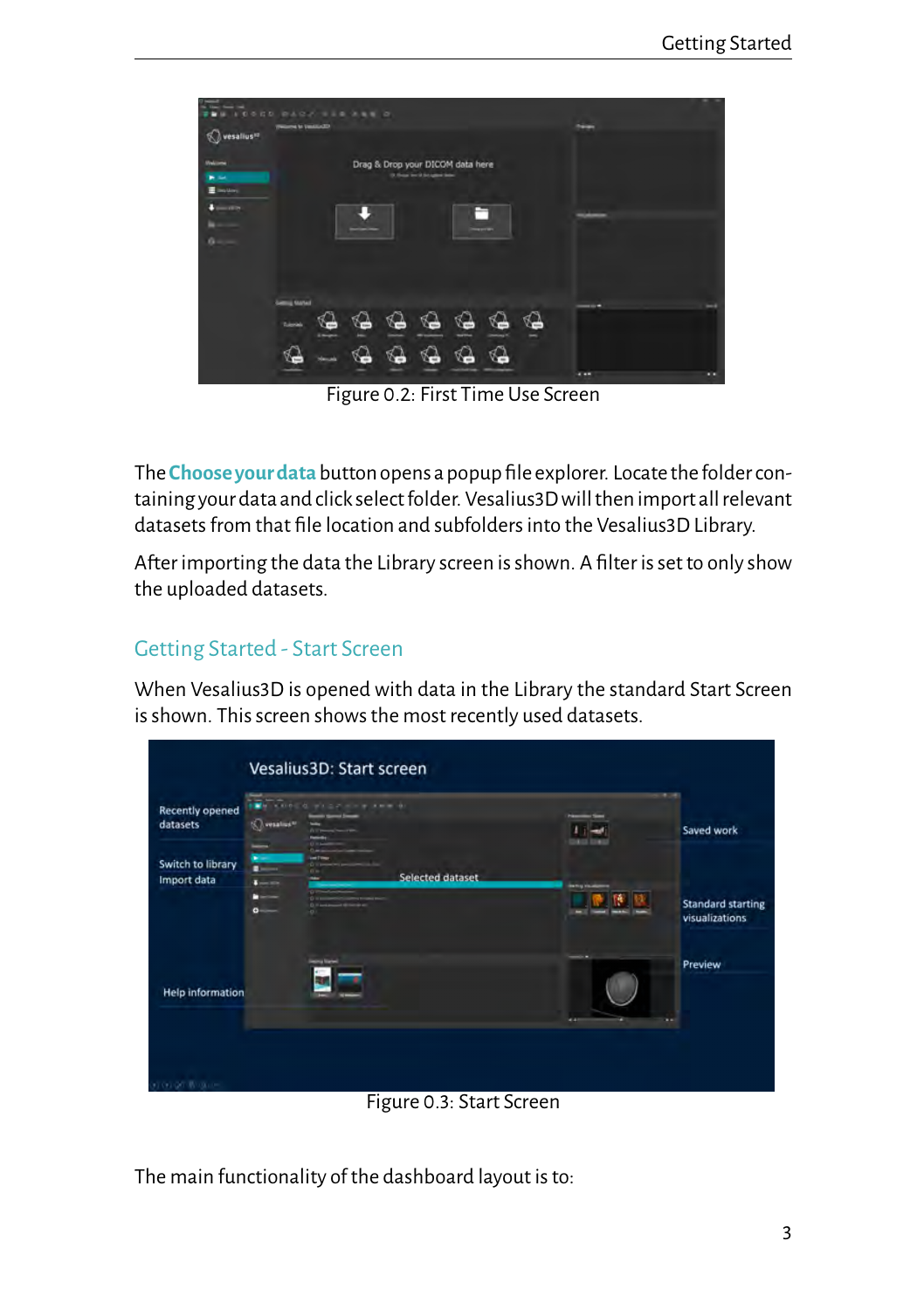Figure 0.2: First Time Use Screen

The **Choose your data** button opens a popup file explorer. Locate the folder containing your data and click select folder. Vesalius3D will then import all relevant datasets from that file location and subfolders into the Vesalius3D Library.

After importing the data the Library screen is shown. A filter is set to only show the uploaded datasets.

## Getting Started - Start Screen

When Vesalius3D is opened with data in the Library the standard Start Screen is shown. This screen shows the most recently used datasets.

Figure 0.3: Start Screen

The main functionality of the dashboard layout is to: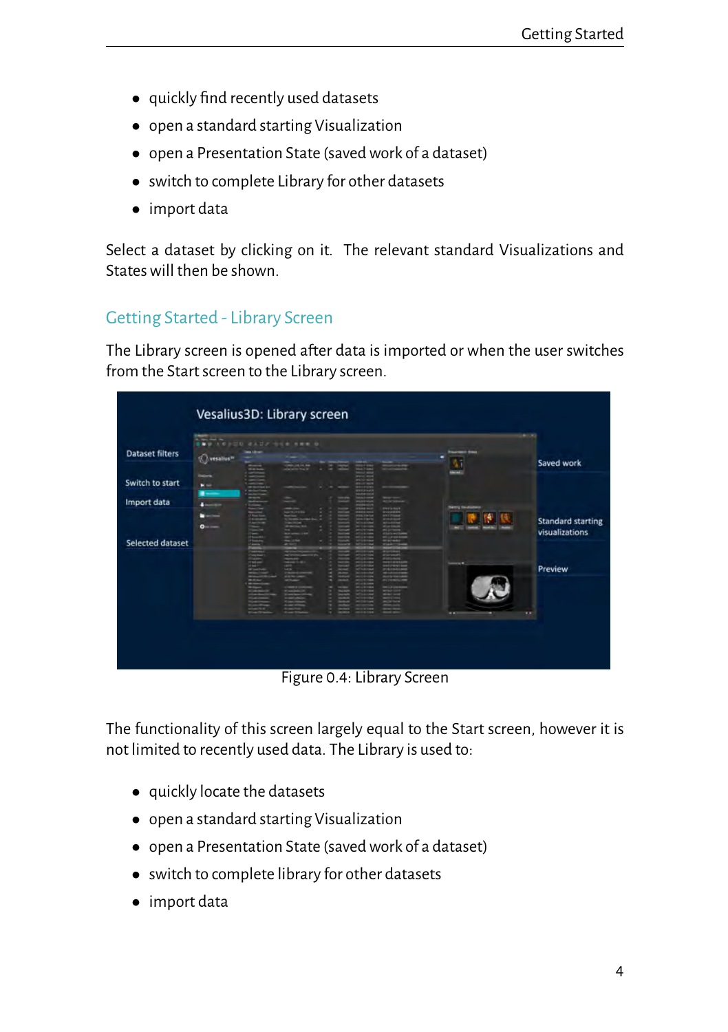- quickly find recently used datasets
- open a standard starting Visualization
- open a Presentation State (saved work of a dataset)
- switch to complete Library for other datasets
- import data

Select a dataset by clicking on it. The relevant standard Visualizations and States will then be shown.

## Getting Started - Library Screen

The Library screen is opened after data is imported or when the user switches from the Start screen to the Library screen.

Figure 0.4: Library Screen

The functionality of this screen largely equal to the Start screen, however it is not limited to recently used data. The Library is used to:

- quickly locate the datasets
- open a standard starting Visualization
- open a Presentation State (saved work of a dataset)
- switch to complete library for other datasets
- import data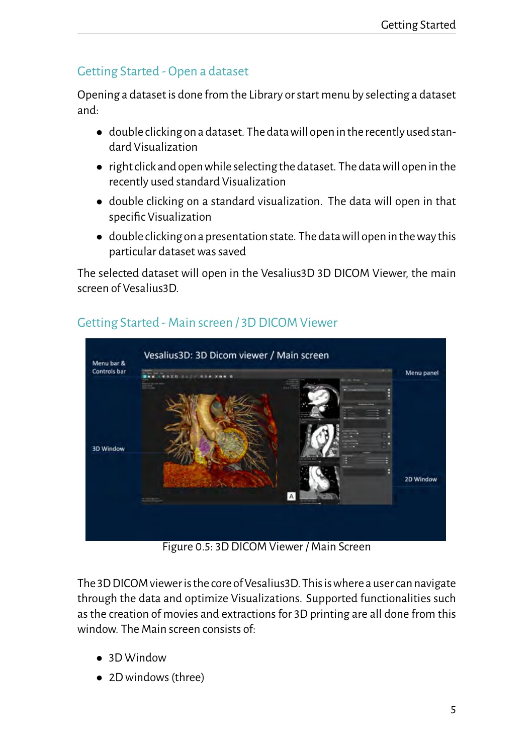## Getting Started - Open a dataset

Opening a dataset is done from the Library or start menu by selecting a dataset and:

- double clicking on a dataset. The data will open in the recently used standard Visualization
- right click and open while selecting the dataset. The data will open in the recently used standard Visualization
- double clicking on a standard visualization. The data will open in that specific Visualization
- double clicking on a presentation state. The data will open in the way this particular dataset was saved

The selected dataset will open in the Vesalius3D 3D DICOM Viewer, the main screen of Vesalius3D.

## Getting Started - Main screen / 3D DICOM Viewer

Figure 0.5: 3D DICOM Viewer / Main Screen

The 3D DICOM viewer is the core of Vesalius3D. This is where a user can navigate through the data and optimize Visualizations. Supported functionalities such as the creation of movies and extractions for 3D printing are all done from this window. The Main screen consists of:

- 3D Window
- 2D windows (three)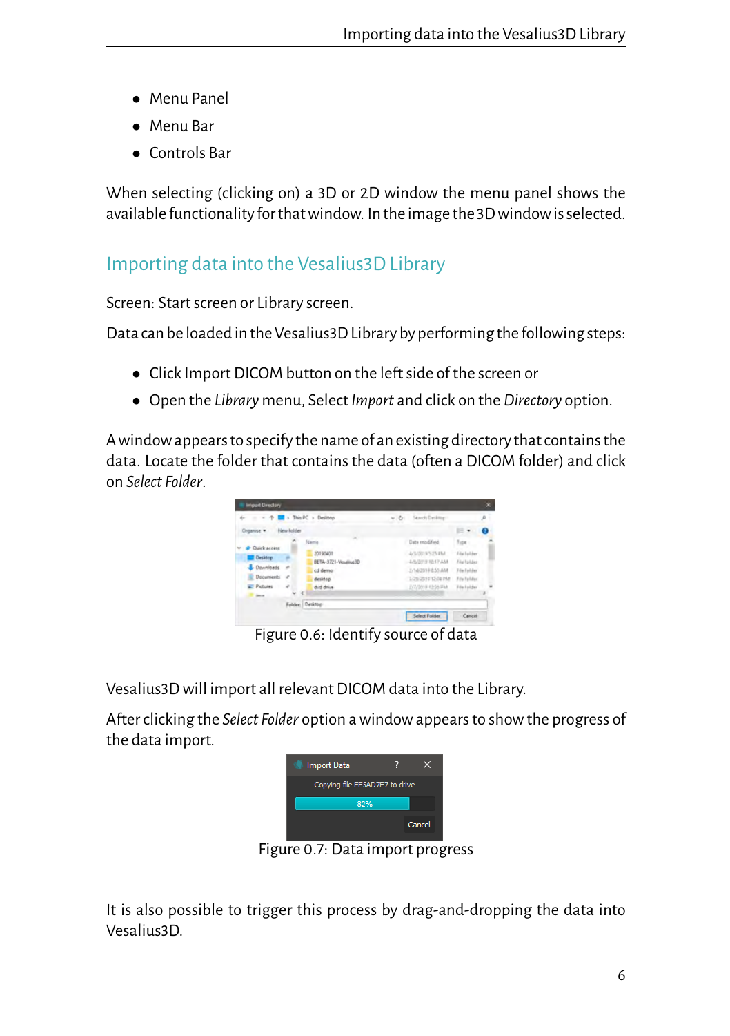- Menu Panel
- Menu Bar
- Controls Bar

When selecting (clicking on) a 3D or 2D window the menu panel shows the available functionality for that window. In the image the 3D window is selected.

## Importing data into the Vesalius3D Library

Screen: Start screen or Library screen.

Data can be loaded in the Vesalius3D Library by performing the following steps:

- Click Import DICOM button on the left side of the screen or
- Open the *Library* menu, Select *Import* and click on the *Directory* option.

A window appears to specify the name of an existing directory that contains the data. Locate the folder that contains the data (often a DICOM folder) and click on *Select Folder*.

Figure 0.6: Identify source of data

Vesalius3D will import all relevant DICOM data into the Library.

After clicking the *Select Folder* option a window appears to show the progress of the data import.

Figure 0.7: Data import progress

It is also possible to trigger this process by drag-and-dropping the data into Vesalius3D.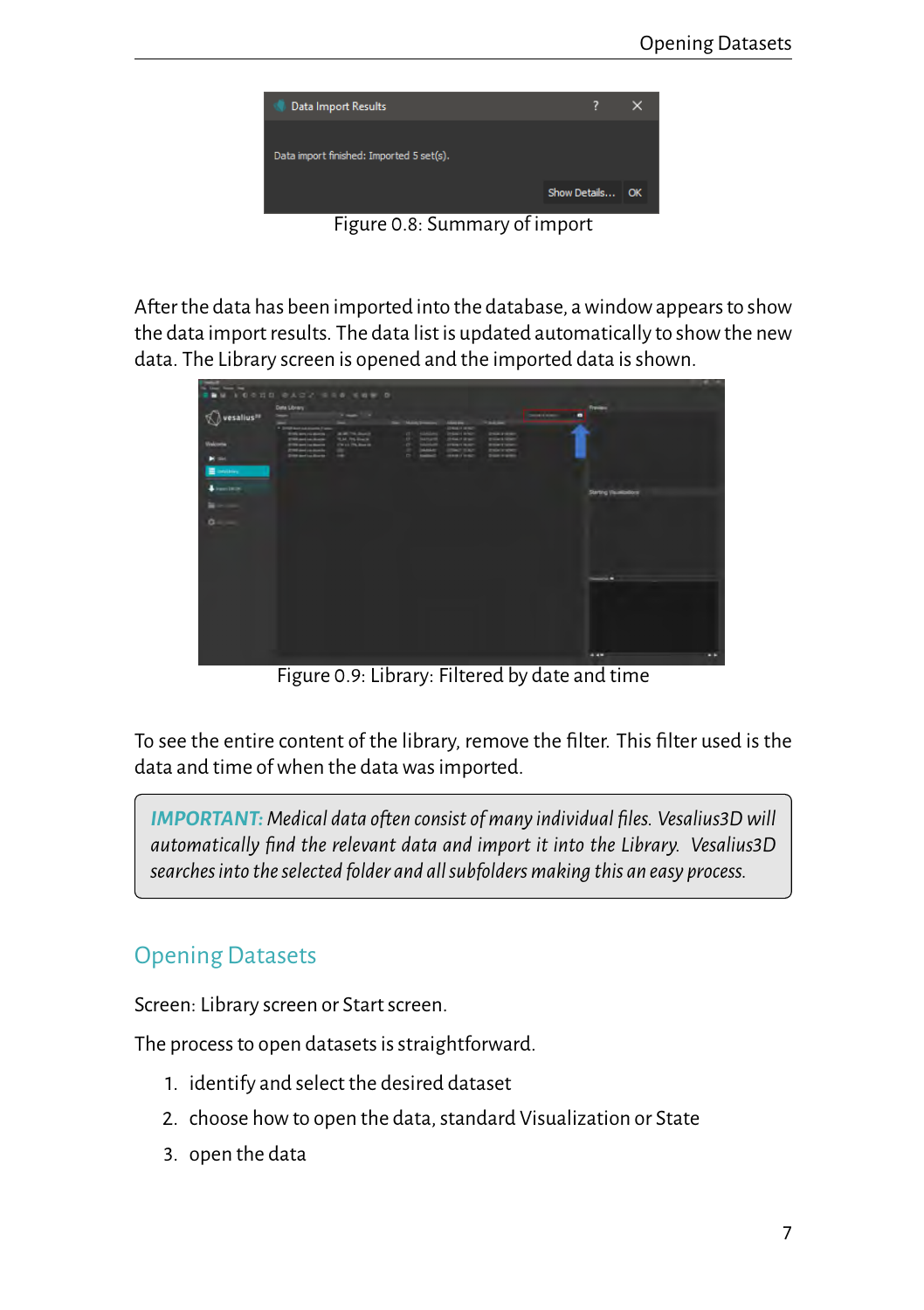Figure 0.8: Summary of import

After the data has been imported into the database, a window appears to show the data import results. The data list is updated automatically to show the new data. The Library screen is opened and the imported data is shown.

Figure 0.9: Library: Filtered by date and time

To see the entire content of the library, remove the filter. This filter used is the data and time of when the data was imported.

> ***IMPORTANT:*** *Medical data often consist of many individual files. Vesalius3D will automatically find the relevant data and import it into the Library. Vesalius3D searches into the selected folder and all subfolders making this an easy process.*

## Opening Datasets

Screen: Library screen or Start screen.

The process to open datasets is straightforward.

1. identify and select the desired dataset
2. choose how to open the data, standard Visualization or State
3. open the data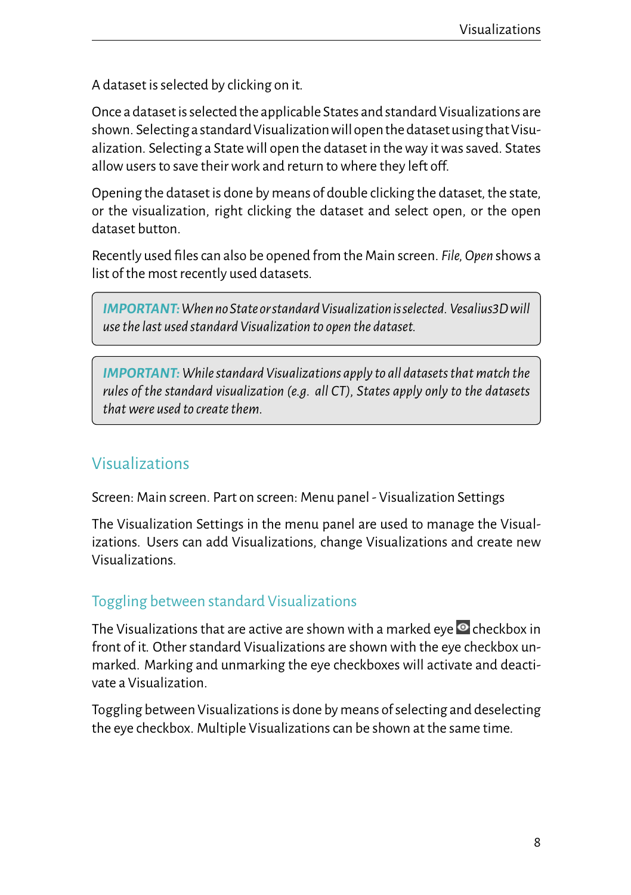A dataset is selected by clicking on it.

Once a dataset is selected the applicable States and standard Visualizations are shown. Selecting a standard Visualization will open the dataset using that Visualization. Selecting a State will open the dataset in the way it was saved. States allow users to save their work and return to where they left off.

Opening the dataset is done by means of double clicking the dataset, the state, or the visualization, right clicking the dataset and select open, or the open dataset button.

Recently used files can also be opened from the Main screen. *File, Open* shows a list of the most recently used datasets.

> ***IMPORTANT:*** *When no State or standard Visualization is selected. Vesalius3D will use the last used standard Visualization to open the dataset.*

> ***IMPORTANT:*** *While standard Visualizations apply to all datasets that match the rules of the standard visualization (e.g. all CT), States apply only to the datasets that were used to create them.*

## Visualizations

Screen: Main screen. Part on screen: Menu panel - Visualization Settings

The Visualization Settings in the menu panel are used to manage the Visualizations. Users can add Visualizations, change Visualizations and create new Visualizations.

### Toggling between standard Visualizations

The Visualizations that are active are shown with a marked eye checkbox in front of it. Other standard Visualizations are shown with the eye checkbox unmarked. Marking and unmarking the eye checkboxes will activate and deactivate a Visualization.

Toggling between Visualizations is done by means of selecting and deselecting the eye checkbox. Multiple Visualizations can be shown at the same time.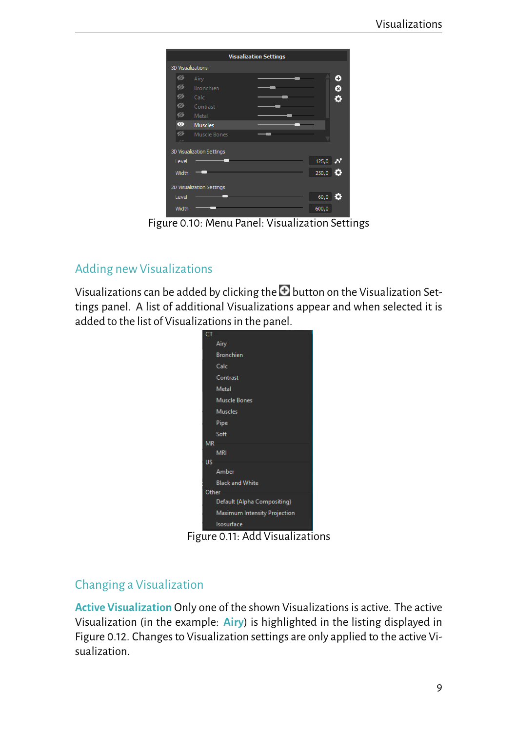Figure 0.10: Menu Panel: Visualization Settings

## Adding new Visualizations

Visualizations can be added by clicking the ⊕ button on the Visualization Settings panel. A list of additional Visualizations appear and when selected it is added to the list of Visualizations in the panel.

Figure 0.11: Add Visualizations

## Changing a Visualization

**Active Visualization** Only one of the shown Visualizations is active. The active Visualization (in the example: **Airy**) is highlighted in the listing displayed in Figure 0.12. Changes to Visualization settings are only applied to the active Visualization.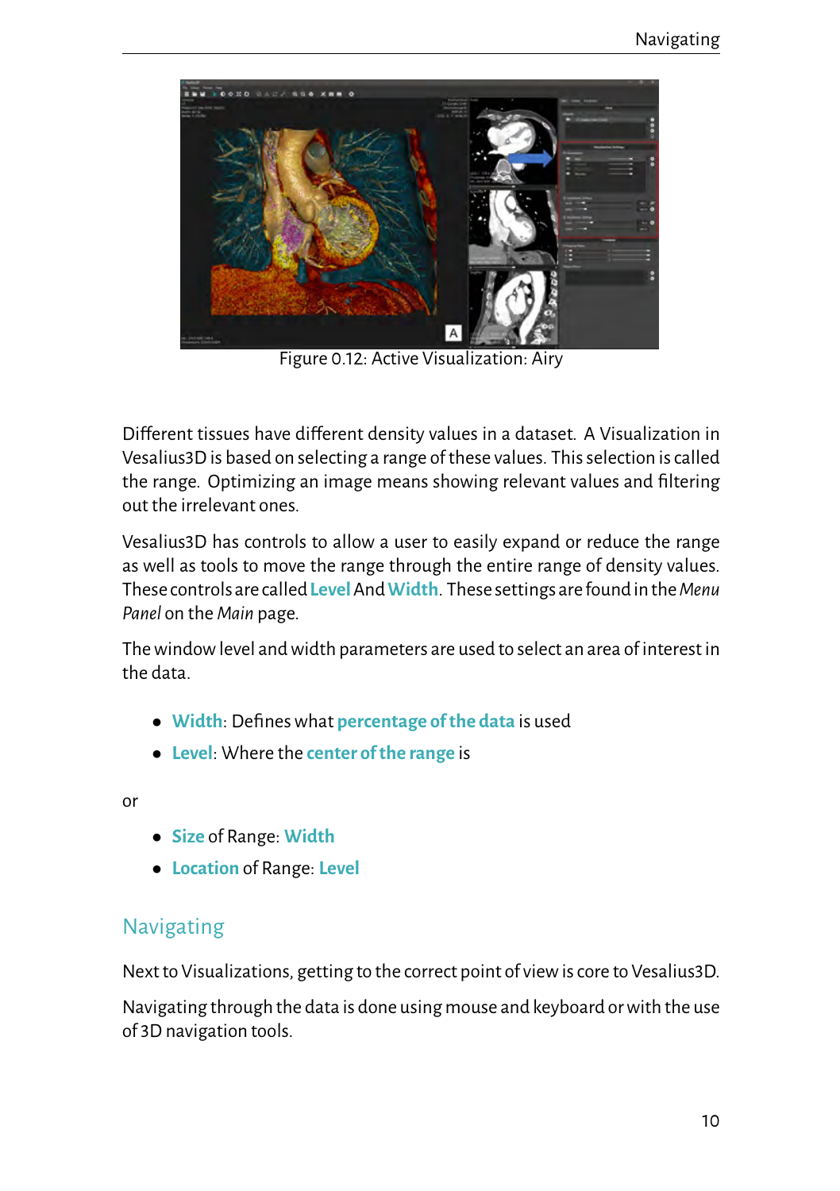Figure 0.12: Active Visualization: Airy

Different tissues have different density values in a dataset. A Visualization in Vesalius3D is based on selecting a range of these values. This selection is called the range. Optimizing an image means showing relevant values and filtering out the irrelevant ones.

Vesalius3D has controls to allow a user to easily expand or reduce the range as well as tools to move the range through the entire range of density values. These controls are called **Level** And **Width**. These settings are found in the *Menu Panel* on the *Main* page.

The window level and width parameters are used to select an area of interest in the data.

- **Width**: Defines what **percentage of the data** is used
- **Level**: Where the **center of the range** is

or

- **Size** of Range: **Width**
- **Location** of Range: **Level**

## Navigating

Next to Visualizations, getting to the correct point of view is core to Vesalius3D.

Navigating through the data is done using mouse and keyboard or with the use of 3D navigation tools.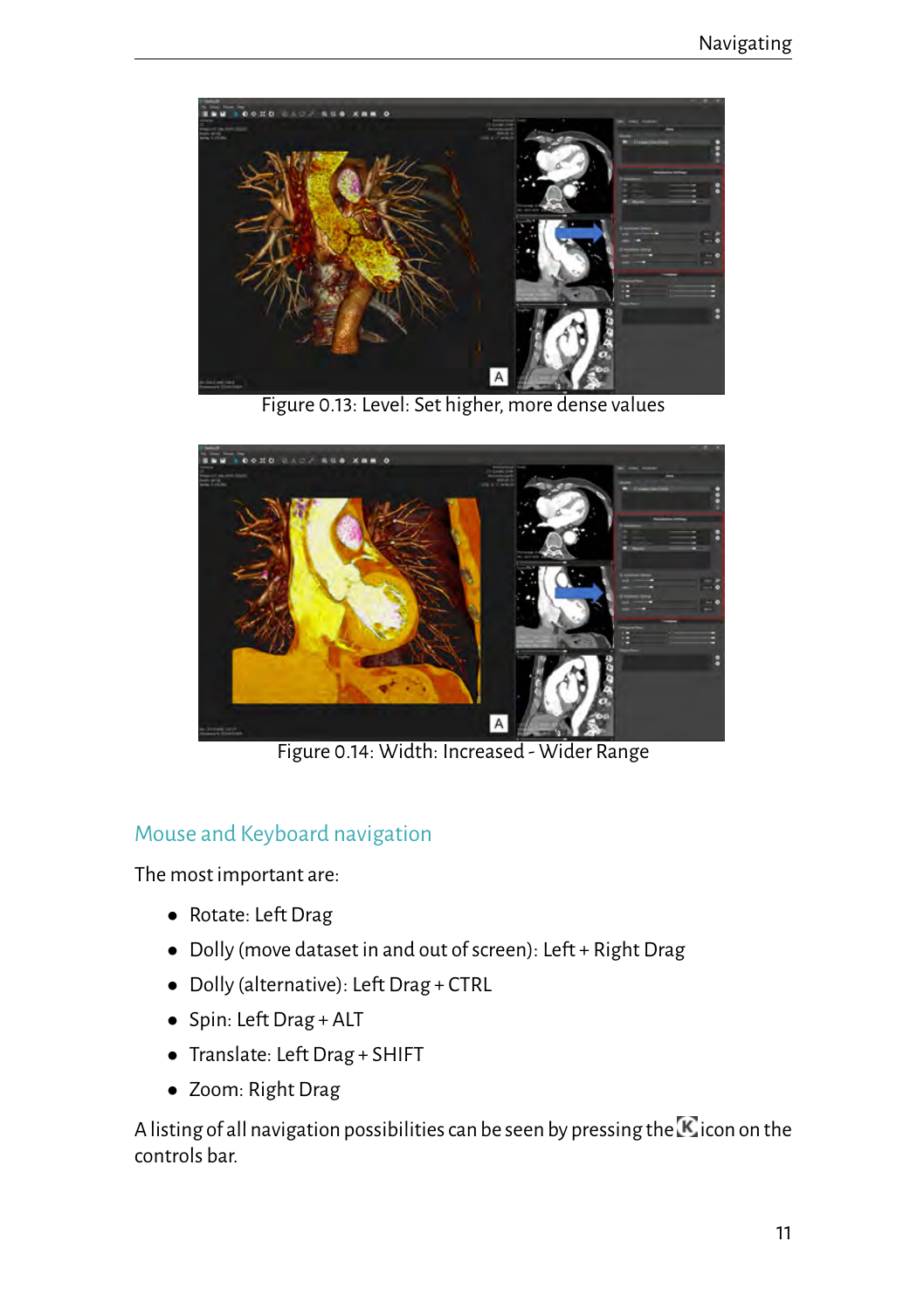Figure 0.13: Level: Set higher, more dense values

Figure 0.14: Width: Increased - Wider Range

## Mouse and Keyboard navigation

The most important are:

- Rotate: Left Drag
- Dolly (move dataset in and out of screen): Left + Right Drag
- Dolly (alternative): Left Drag + CTRL
- Spin: Left Drag + ALT
- Translate: Left Drag + SHIFT
- Zoom: Right Drag

A listing of all navigation possibilities can be seen by pressing the K icon on the controls bar.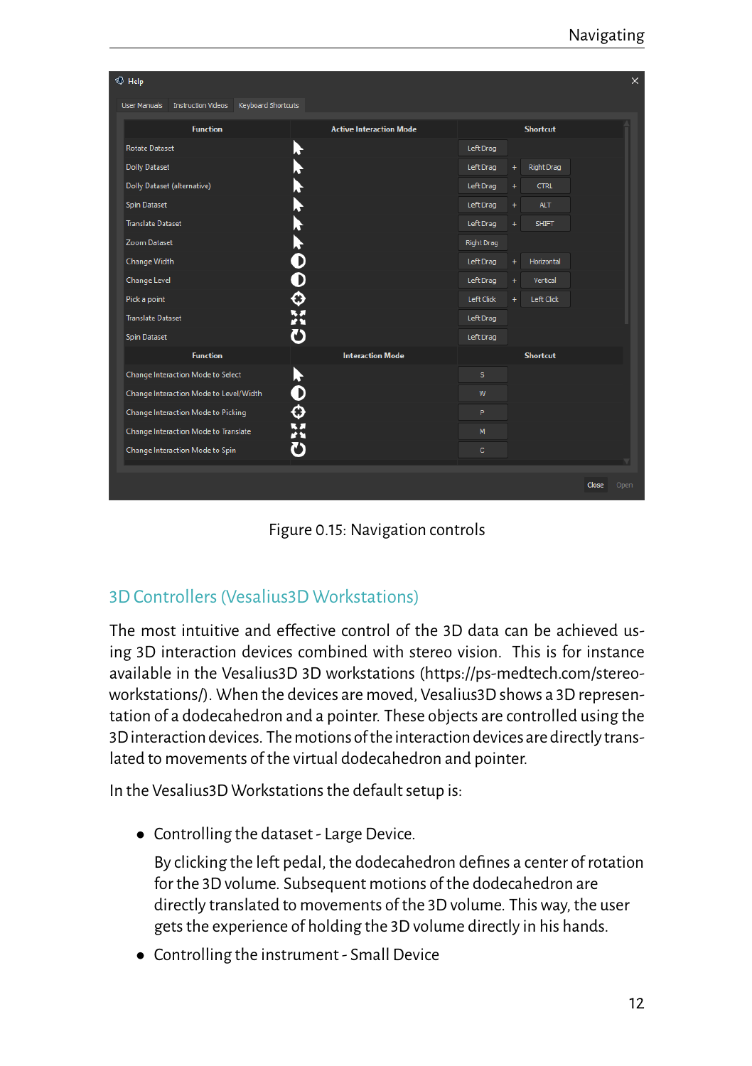| Function | Active Interaction Mode | Shortcut | | |
|---|---|---|---|---|
| Rotate Dataset | | Left Drag | | |
| Dolly Dataset | | Left Drag | + | Right Drag |
| Dolly Dataset (alternative) | | Left Drag | + | CTRL |
| Spin Dataset | | Left Drag | + | ALT |
| Translate Dataset | | Left Drag | + | SHIFT |
| Zoom Dataset | | Right Drag | | |
| Change Width | | Left Drag | + | Horizontal |
| Change Level | | Left Drag | + | Vertical |
| Pick a point | | Left Click | + | Left Click |
| Translate Dataset | | Left Drag | | |
| Spin Dataset | | Left Drag | | |
| **Function** | **Interaction Mode** | **Shortcut** | | |
| Change Interaction Mode to Select | | S | | |
| Change Interaction Mode to Level/Width | | W | | |
| Change Interaction Mode to Picking | | P | | |
| Change Interaction Mode to Translate | | M | | |
| Change Interaction Mode to Spin | | C | | |

Figure 0.15: Navigation controls

## 3D Controllers (Vesalius3D Workstations)

The most intuitive and effective control of the 3D data can be achieved using 3D interaction devices combined with stereo vision. This is for instance available in the Vesalius3D 3D workstations (https://ps-medtech.com/stereo-workstations/). When the devices are moved, Vesalius3D shows a 3D representation of a dodecahedron and a pointer. These objects are controlled using the 3D interaction devices. The motions of the interaction devices are directly translated to movements of the virtual dodecahedron and pointer.

In the Vesalius3D Workstations the default setup is:

- Controlling the dataset - Large Device.

  By clicking the left pedal, the dodecahedron defines a center of rotation for the 3D volume. Subsequent motions of the dodecahedron are directly translated to movements of the 3D volume. This way, the user gets the experience of holding the 3D volume directly in his hands.

- Controlling the instrument - Small Device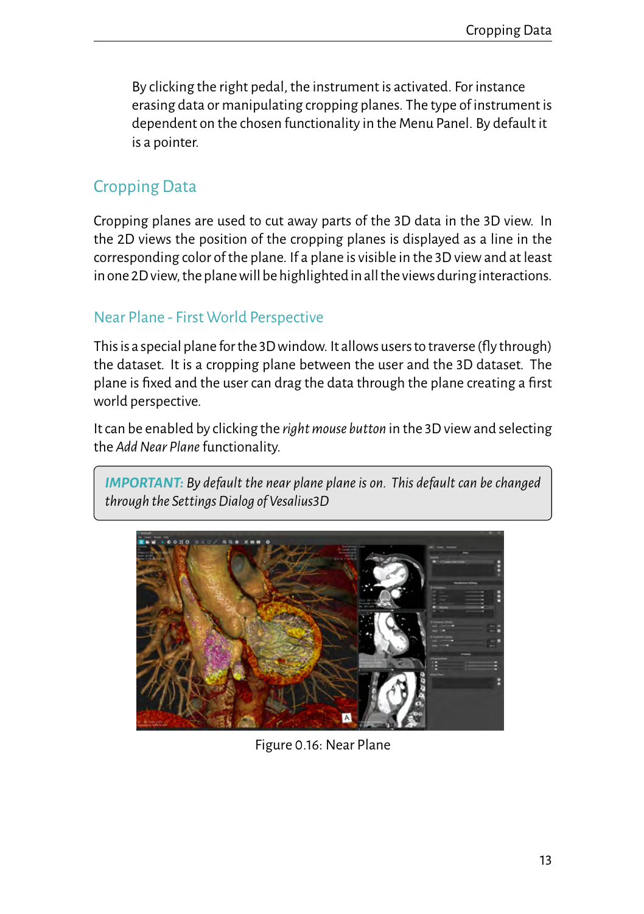By clicking the right pedal, the instrument is activated. For instance erasing data or manipulating cropping planes. The type of instrument is dependent on the chosen functionality in the Menu Panel. By default it is a pointer.

## Cropping Data

Cropping planes are used to cut away parts of the 3D data in the 3D view. In the 2D views the position of the cropping planes is displayed as a line in the corresponding color of the plane. If a plane is visible in the 3D view and at least in one 2D view, the plane will be highlighted in all the views during interactions.

### Near Plane - First World Perspective

This is a special plane for the 3D window. It allows users to traverse (fly through) the dataset. It is a cropping plane between the user and the 3D dataset. The plane is fixed and the user can drag the data through the plane creating a first world perspective.

It can be enabled by clicking the *right mouse button* in the 3D view and selecting the *Add Near Plane* functionality.

> ***IMPORTANT:*** *By default the near plane plane is on. This default can be changed through the Settings Dialog of Vesalius3D*

Figure 0.16: Near Plane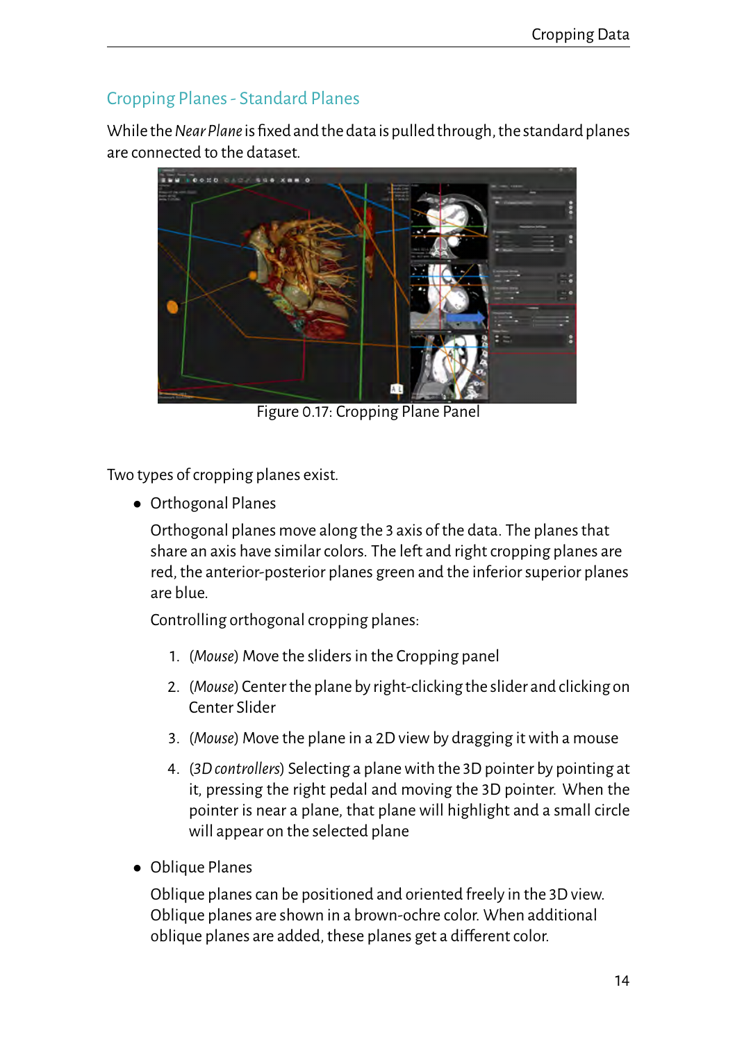## Cropping Planes - Standard Planes

While the *Near Plane* is fixed and the data is pulled through, the standard planes are connected to the dataset.

Figure 0.17: Cropping Plane Panel

Two types of cropping planes exist.

- Orthogonal Planes

  Orthogonal planes move along the 3 axis of the data. The planes that share an axis have similar colors. The left and right cropping planes are red, the anterior-posterior planes green and the inferior superior planes are blue.

  Controlling orthogonal cropping planes:

  1. (*Mouse*) Move the sliders in the Cropping panel
  2. (*Mouse*) Center the plane by right-clicking the slider and clicking on Center Slider
  3. (*Mouse*) Move the plane in a 2D view by dragging it with a mouse
  4. (*3D controllers*) Selecting a plane with the 3D pointer by pointing at it, pressing the right pedal and moving the 3D pointer. When the pointer is near a plane, that plane will highlight and a small circle will appear on the selected plane

- Oblique Planes

  Oblique planes can be positioned and oriented freely in the 3D view. Oblique planes are shown in a brown-ochre color. When additional oblique planes are added, these planes get a different color.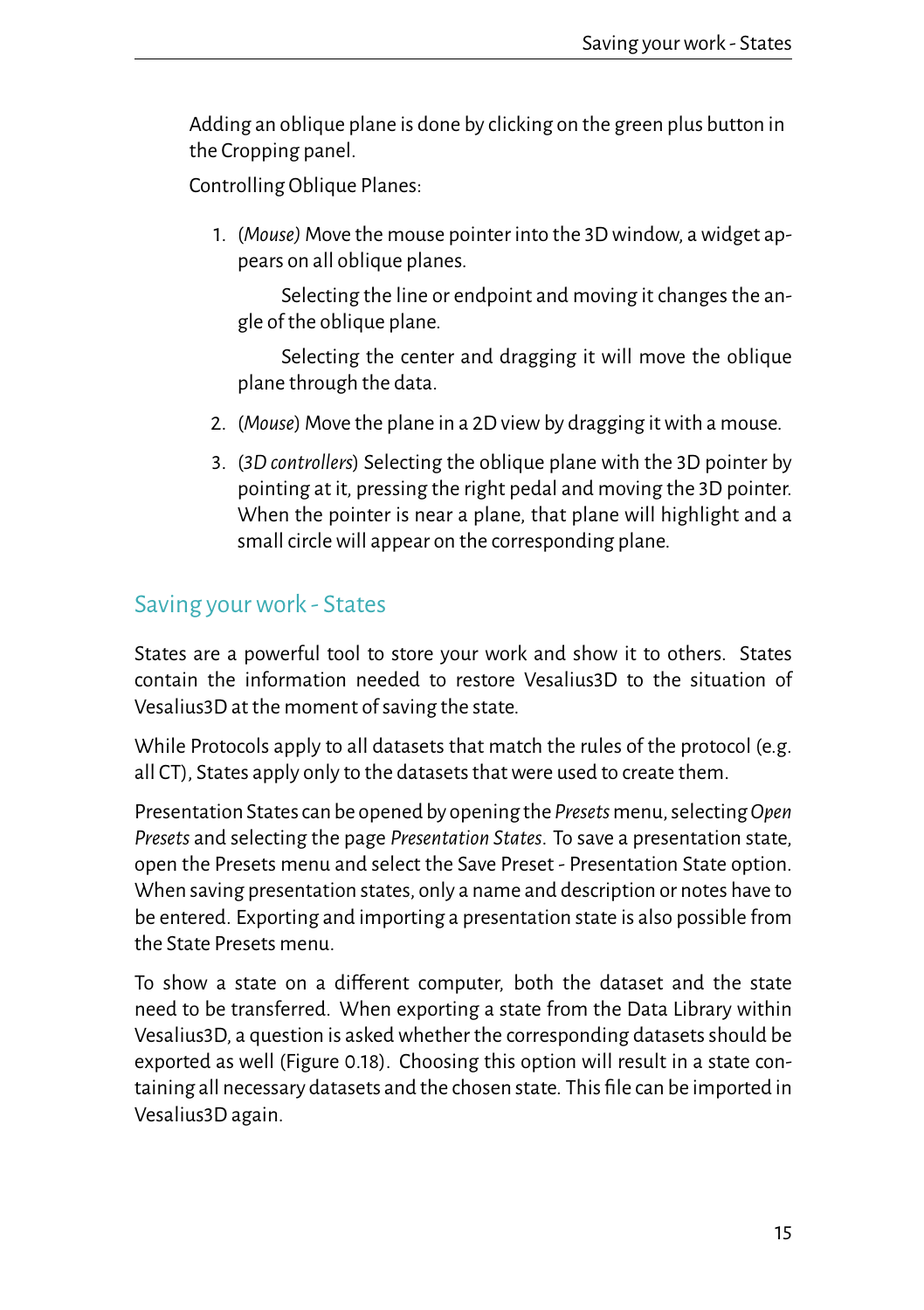Adding an oblique plane is done by clicking on the green plus button in the Cropping panel.

Controlling Oblique Planes:

1. (*Mouse)* Move the mouse pointer into the 3D window, a widget appears on all oblique planes.

   Selecting the line or endpoint and moving it changes the angle of the oblique plane.

   Selecting the center and dragging it will move the oblique plane through the data.

2. (*Mouse*) Move the plane in a 2D view by dragging it with a mouse.

3. (*3D controllers*) Selecting the oblique plane with the 3D pointer by pointing at it, pressing the right pedal and moving the 3D pointer. When the pointer is near a plane, that plane will highlight and a small circle will appear on the corresponding plane.

## Saving your work - States

States are a powerful tool to store your work and show it to others. States contain the information needed to restore Vesalius3D to the situation of Vesalius3D at the moment of saving the state.

While Protocols apply to all datasets that match the rules of the protocol (e.g. all CT), States apply only to the datasets that were used to create them.

Presentation States can be opened by opening the *Presets* menu, selecting *Open Presets* and selecting the page *Presentation States*. To save a presentation state, open the Presets menu and select the Save Preset - Presentation State option. When saving presentation states, only a name and description or notes have to be entered. Exporting and importing a presentation state is also possible from the State Presets menu.

To show a state on a different computer, both the dataset and the state need to be transferred. When exporting a state from the Data Library within Vesalius3D, a question is asked whether the corresponding datasets should be exported as well (Figure 0.18). Choosing this option will result in a state containing all necessary datasets and the chosen state. This file can be imported in Vesalius3D again.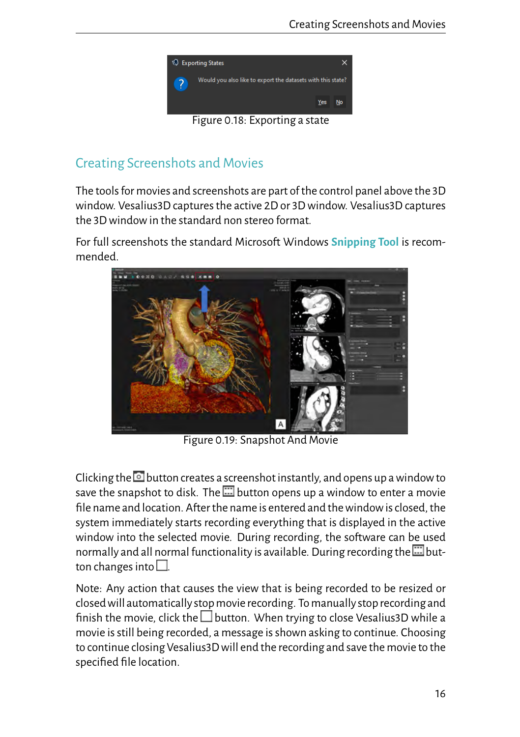Figure 0.18: Exporting a state

## Creating Screenshots and Movies

The tools for movies and screenshots are part of the control panel above the 3D window. Vesalius3D captures the active 2D or 3D window. Vesalius3D captures the 3D window in the standard non stereo format.

For full screenshots the standard Microsoft Windows **Snipping Tool** is recommended.

Figure 0.19: Snapshot And Movie

Clicking the button creates a screenshot instantly, and opens up a window to save the snapshot to disk. The button opens up a window to enter a movie file name and location. After the name is entered and the window is closed, the system immediately starts recording everything that is displayed in the active window into the selected movie. During recording, the software can be used normally and all normal functionality is available. During recording the button changes into .

Note: Any action that causes the view that is being recorded to be resized or closed will automatically stop movie recording. To manually stop recording and finish the movie, click the button. When trying to close Vesalius3D while a movie is still being recorded, a message is shown asking to continue. Choosing to continue closing Vesalius3D will end the recording and save the movie to the specified file location.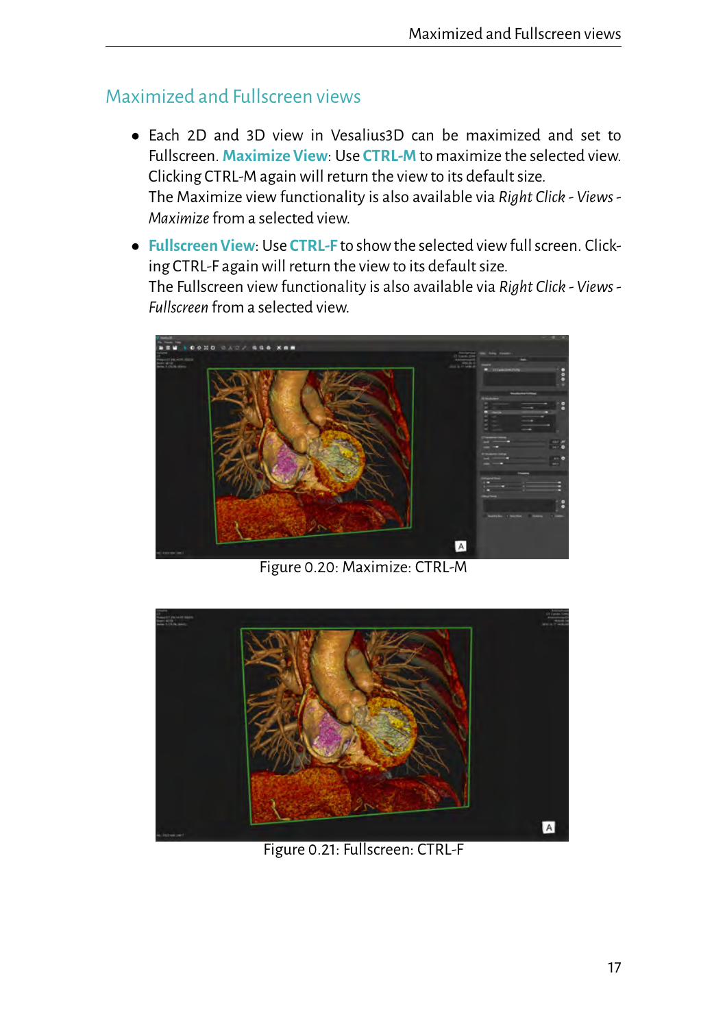## Maximized and Fullscreen views

- Each 2D and 3D view in Vesalius3D can be maximized and set to Fullscreen. **Maximize View**: Use **CTRL-M** to maximize the selected view. Clicking CTRL-M again will return the view to its default size.
  The Maximize view functionality is also available via *Right Click - Views - Maximize* from a selected view.

- **Fullscreen View**: Use **CTRL-F** to show the selected view full screen. Clicking CTRL-F again will return the view to its default size.
  The Fullscreen view functionality is also available via *Right Click - Views - Fullscreen* from a selected view.

Figure 0.20: Maximize: CTRL-M

Figure 0.21: Fullscreen: CTRL-F